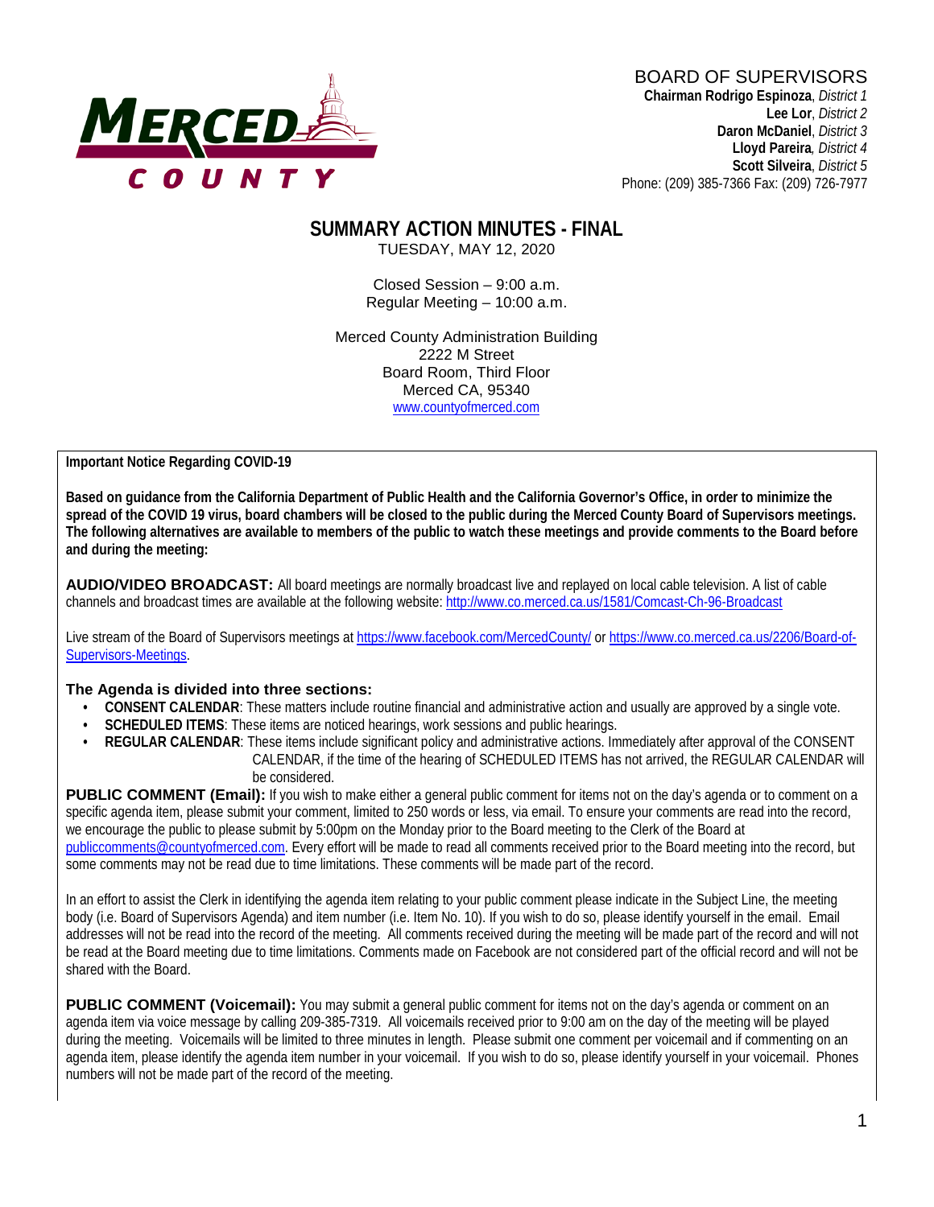MERCED COUNTY

BOARD OF SUPERVISORS
**Chairman Rodrigo Espinoza**, *District 1*
**Lee Lor**, *District 2*
**Daron McDaniel**, *District 3*
**Lloyd Pareira**, *District 4*
**Scott Silveira**, *District 5*
Phone: (209) 385-7366 Fax: (209) 726-7977

# SUMMARY ACTION MINUTES - FINAL

TUESDAY, MAY 12, 2020

Closed Session – 9:00 a.m.
Regular Meeting – 10:00 a.m.

Merced County Administration Building
2222 M Street
Board Room, Third Floor
Merced CA, 95340
www.countyofmerced.com

**Important Notice Regarding COVID-19**

**Based on guidance from the California Department of Public Health and the California Governor's Office, in order to minimize the spread of the COVID 19 virus, board chambers will be closed to the public during the Merced County Board of Supervisors meetings. The following alternatives are available to members of the public to watch these meetings and provide comments to the Board before and during the meeting:**

**AUDIO/VIDEO BROADCAST:** All board meetings are normally broadcast live and replayed on local cable television. A list of cable channels and broadcast times are available at the following website: http://www.co.merced.ca.us/1581/Comcast-Ch-96-Broadcast

Live stream of the Board of Supervisors meetings at https://www.facebook.com/MercedCounty/ or https://www.co.merced.ca.us/2206/Board-of-Supervisors-Meetings.

**The Agenda is divided into three sections:**

- **CONSENT CALENDAR**: These matters include routine financial and administrative action and usually are approved by a single vote.
- **SCHEDULED ITEMS**: These items are noticed hearings, work sessions and public hearings.
- **REGULAR CALENDAR**: These items include significant policy and administrative actions. Immediately after approval of the CONSENT CALENDAR, if the time of the hearing of SCHEDULED ITEMS has not arrived, the REGULAR CALENDAR will be considered.

**PUBLIC COMMENT (Email):** If you wish to make either a general public comment for items not on the day's agenda or to comment on a specific agenda item, please submit your comment, limited to 250 words or less, via email. To ensure your comments are read into the record, we encourage the public to please submit by 5:00pm on the Monday prior to the Board meeting to the Clerk of the Board at publiccomments@countyofmerced.com. Every effort will be made to read all comments received prior to the Board meeting into the record, but some comments may not be read due to time limitations. These comments will be made part of the record.

In an effort to assist the Clerk in identifying the agenda item relating to your public comment please indicate in the Subject Line, the meeting body (i.e. Board of Supervisors Agenda) and item number (i.e. Item No. 10). If you wish to do so, please identify yourself in the email. Email addresses will not be read into the record of the meeting. All comments received during the meeting will be made part of the record and will not be read at the Board meeting due to time limitations. Comments made on Facebook are not considered part of the official record and will not be shared with the Board.

**PUBLIC COMMENT (Voicemail):** You may submit a general public comment for items not on the day's agenda or comment on an agenda item via voice message by calling 209-385-7319. All voicemails received prior to 9:00 am on the day of the meeting will be played during the meeting. Voicemails will be limited to three minutes in length. Please submit one comment per voicemail and if commenting on an agenda item, please identify the agenda item number in your voicemail. If you wish to do so, please identify yourself in your voicemail. Phones numbers will not be made part of the record of the meeting.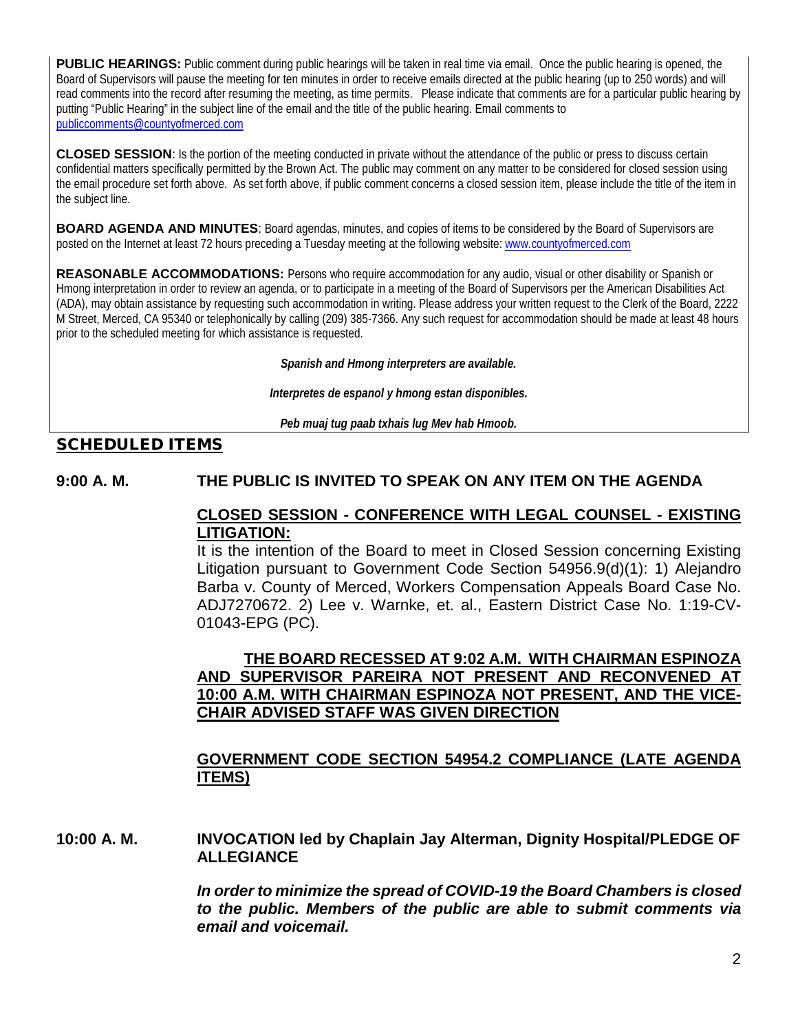**PUBLIC HEARINGS:** Public comment during public hearings will be taken in real time via email. Once the public hearing is opened, the Board of Supervisors will pause the meeting for ten minutes in order to receive emails directed at the public hearing (up to 250 words) and will read comments into the record after resuming the meeting, as time permits. Please indicate that comments are for a particular public hearing by putting "Public Hearing" in the subject line of the email and the title of the public hearing. Email comments to publiccomments@countyofmerced.com

**CLOSED SESSION**: Is the portion of the meeting conducted in private without the attendance of the public or press to discuss certain confidential matters specifically permitted by the Brown Act. The public may comment on any matter to be considered for closed session using the email procedure set forth above. As set forth above, if public comment concerns a closed session item, please include the title of the item in the subject line.

**BOARD AGENDA AND MINUTES**: Board agendas, minutes, and copies of items to be considered by the Board of Supervisors are posted on the Internet at least 72 hours preceding a Tuesday meeting at the following website: www.countyofmerced.com

**REASONABLE ACCOMMODATIONS:** Persons who require accommodation for any audio, visual or other disability or Spanish or Hmong interpretation in order to review an agenda, or to participate in a meeting of the Board of Supervisors per the American Disabilities Act (ADA), may obtain assistance by requesting such accommodation in writing. Please address your written request to the Clerk of the Board, 2222 M Street, Merced, CA 95340 or telephonically by calling (209) 385-7366. Any such request for accommodation should be made at least 48 hours prior to the scheduled meeting for which assistance is requested.

***Spanish and Hmong interpreters are available.***

***Interpretes de espanol y hmong estan disponibles.***

***Peb muaj tug paab txhais lug Mev hab Hmoob.***

## SCHEDULED ITEMS

**9:00 A. M. THE PUBLIC IS INVITED TO SPEAK ON ANY ITEM ON THE AGENDA**

**CLOSED SESSION - CONFERENCE WITH LEGAL COUNSEL - EXISTING LITIGATION:**

It is the intention of the Board to meet in Closed Session concerning Existing Litigation pursuant to Government Code Section 54956.9(d)(1): 1) Alejandro Barba v. County of Merced, Workers Compensation Appeals Board Case No. ADJ7270672. 2) Lee v. Warnke, et. al., Eastern District Case No. 1:19-CV-01043-EPG (PC).

**THE BOARD RECESSED AT 9:02 A.M. WITH CHAIRMAN ESPINOZA AND SUPERVISOR PAREIRA NOT PRESENT AND RECONVENED AT 10:00 A.M. WITH CHAIRMAN ESPINOZA NOT PRESENT, AND THE VICE-CHAIR ADVISED STAFF WAS GIVEN DIRECTION**

**GOVERNMENT CODE SECTION 54954.2 COMPLIANCE (LATE AGENDA ITEMS)**

**10:00 A. M. INVOCATION led by Chaplain Jay Alterman, Dignity Hospital/PLEDGE OF ALLEGIANCE**

***In order to minimize the spread of COVID-19 the Board Chambers is closed to the public. Members of the public are able to submit comments via email and voicemail.***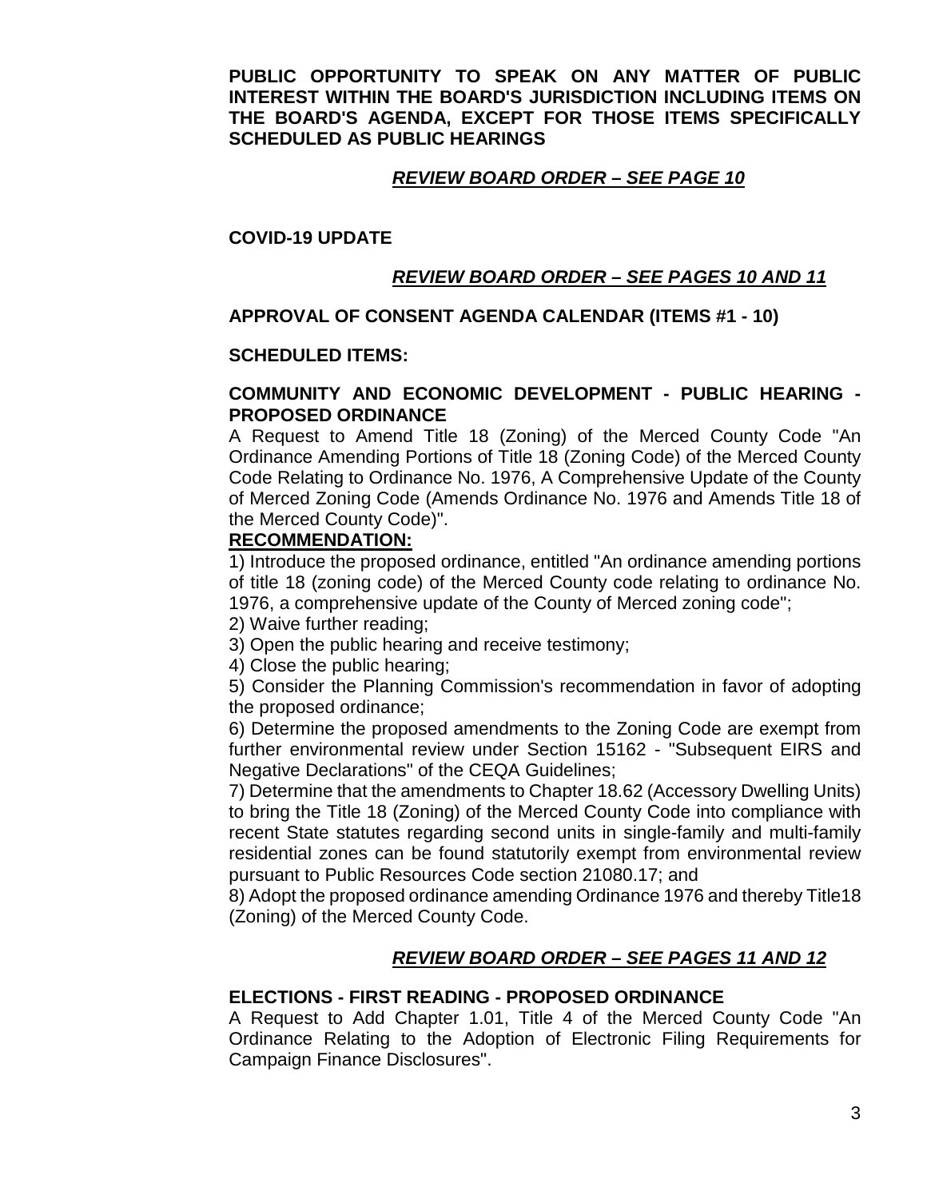**PUBLIC OPPORTUNITY TO SPEAK ON ANY MATTER OF PUBLIC INTEREST WITHIN THE BOARD'S JURISDICTION INCLUDING ITEMS ON THE BOARD'S AGENDA, EXCEPT FOR THOSE ITEMS SPECIFICALLY SCHEDULED AS PUBLIC HEARINGS**

***REVIEW BOARD ORDER – SEE PAGE 10***

**COVID-19 UPDATE**

***REVIEW BOARD ORDER – SEE PAGES 10 AND 11***

**APPROVAL OF CONSENT AGENDA CALENDAR (ITEMS #1 - 10)**

**SCHEDULED ITEMS:**

**COMMUNITY AND ECONOMIC DEVELOPMENT - PUBLIC HEARING - PROPOSED ORDINANCE**

A Request to Amend Title 18 (Zoning) of the Merced County Code "An Ordinance Amending Portions of Title 18 (Zoning Code) of the Merced County Code Relating to Ordinance No. 1976, A Comprehensive Update of the County of Merced Zoning Code (Amends Ordinance No. 1976 and Amends Title 18 of the Merced County Code)".

**RECOMMENDATION:**

1) Introduce the proposed ordinance, entitled "An ordinance amending portions of title 18 (zoning code) of the Merced County code relating to ordinance No. 1976, a comprehensive update of the County of Merced zoning code";

2) Waive further reading;

3) Open the public hearing and receive testimony;

4) Close the public hearing;

5) Consider the Planning Commission's recommendation in favor of adopting the proposed ordinance;

6) Determine the proposed amendments to the Zoning Code are exempt from further environmental review under Section 15162 - "Subsequent EIRS and Negative Declarations" of the CEQA Guidelines;

7) Determine that the amendments to Chapter 18.62 (Accessory Dwelling Units) to bring the Title 18 (Zoning) of the Merced County Code into compliance with recent State statutes regarding second units in single-family and multi-family residential zones can be found statutorily exempt from environmental review pursuant to Public Resources Code section 21080.17; and

8) Adopt the proposed ordinance amending Ordinance 1976 and thereby Title18 (Zoning) of the Merced County Code.

***REVIEW BOARD ORDER – SEE PAGES 11 AND 12***

**ELECTIONS - FIRST READING - PROPOSED ORDINANCE**

A Request to Add Chapter 1.01, Title 4 of the Merced County Code "An Ordinance Relating to the Adoption of Electronic Filing Requirements for Campaign Finance Disclosures".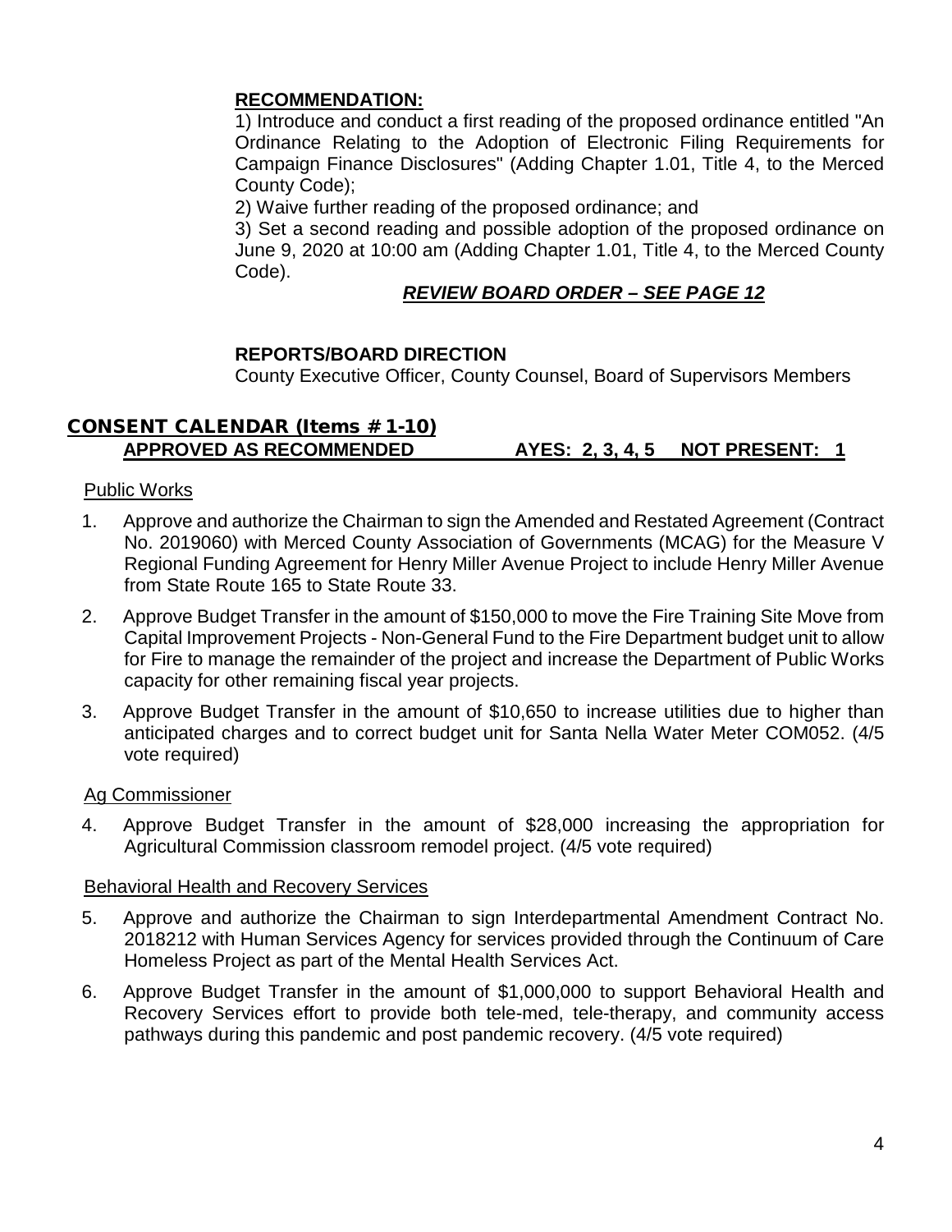**RECOMMENDATION:**

1) Introduce and conduct a first reading of the proposed ordinance entitled "An Ordinance Relating to the Adoption of Electronic Filing Requirements for Campaign Finance Disclosures" (Adding Chapter 1.01, Title 4, to the Merced County Code);

2) Waive further reading of the proposed ordinance; and

3) Set a second reading and possible adoption of the proposed ordinance on June 9, 2020 at 10:00 am (Adding Chapter 1.01, Title 4, to the Merced County Code).

***REVIEW BOARD ORDER – SEE PAGE 12***

**REPORTS/BOARD DIRECTION**

County Executive Officer, County Counsel, Board of Supervisors Members

## CONSENT CALENDAR (Items #1-10)

**APPROVED AS RECOMMENDED AYES: 2, 3, 4, 5 NOT PRESENT: 1**

Public Works

1. Approve and authorize the Chairman to sign the Amended and Restated Agreement (Contract No. 2019060) with Merced County Association of Governments (MCAG) for the Measure V Regional Funding Agreement for Henry Miller Avenue Project to include Henry Miller Avenue from State Route 165 to State Route 33.
2. Approve Budget Transfer in the amount of $150,000 to move the Fire Training Site Move from Capital Improvement Projects - Non-General Fund to the Fire Department budget unit to allow for Fire to manage the remainder of the project and increase the Department of Public Works capacity for other remaining fiscal year projects.
3. Approve Budget Transfer in the amount of $10,650 to increase utilities due to higher than anticipated charges and to correct budget unit for Santa Nella Water Meter COM052. (4/5 vote required)

Ag Commissioner

4. Approve Budget Transfer in the amount of $28,000 increasing the appropriation for Agricultural Commission classroom remodel project. (4/5 vote required)

Behavioral Health and Recovery Services

5. Approve and authorize the Chairman to sign Interdepartmental Amendment Contract No. 2018212 with Human Services Agency for services provided through the Continuum of Care Homeless Project as part of the Mental Health Services Act.
6. Approve Budget Transfer in the amount of $1,000,000 to support Behavioral Health and Recovery Services effort to provide both tele-med, tele-therapy, and community access pathways during this pandemic and post pandemic recovery. (4/5 vote required)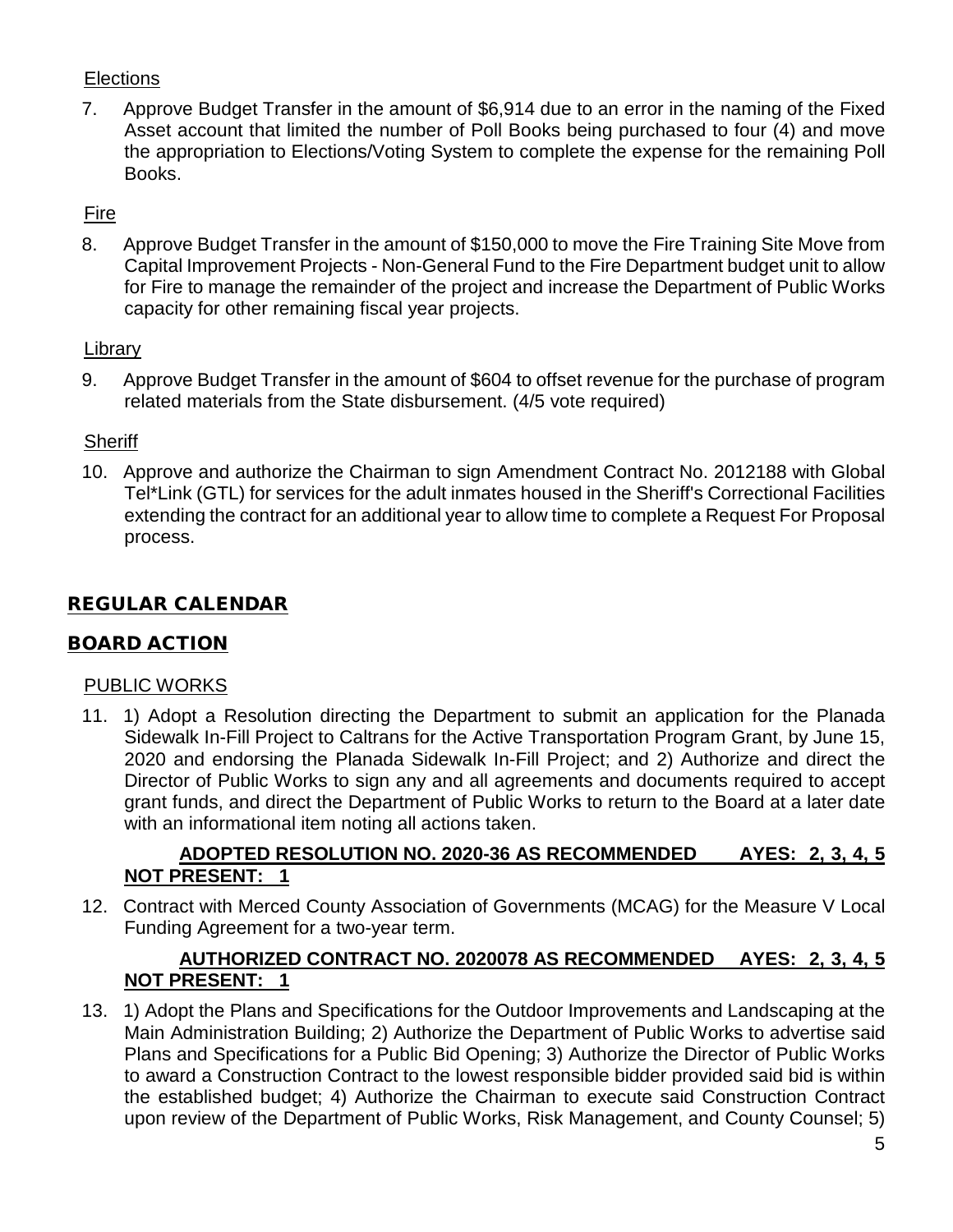Elections

7. Approve Budget Transfer in the amount of $6,914 due to an error in the naming of the Fixed Asset account that limited the number of Poll Books being purchased to four (4) and move the appropriation to Elections/Voting System to complete the expense for the remaining Poll Books.

Fire

8. Approve Budget Transfer in the amount of $150,000 to move the Fire Training Site Move from Capital Improvement Projects - Non-General Fund to the Fire Department budget unit to allow for Fire to manage the remainder of the project and increase the Department of Public Works capacity for other remaining fiscal year projects.

Library

9. Approve Budget Transfer in the amount of $604 to offset revenue for the purchase of program related materials from the State disbursement. (4/5 vote required)

Sheriff

10. Approve and authorize the Chairman to sign Amendment Contract No. 2012188 with Global Tel*Link (GTL) for services for the adult inmates housed in the Sheriff's Correctional Facilities extending the contract for an additional year to allow time to complete a Request For Proposal process.

## REGULAR CALENDAR

## BOARD ACTION

PUBLIC WORKS

11. 1) Adopt a Resolution directing the Department to submit an application for the Planada Sidewalk In-Fill Project to Caltrans for the Active Transportation Program Grant, by June 15, 2020 and endorsing the Planada Sidewalk In-Fill Project; and 2) Authorize and direct the Director of Public Works to sign any and all agreements and documents required to accept grant funds, and direct the Department of Public Works to return to the Board at a later date with an informational item noting all actions taken.

    **ADOPTED RESOLUTION NO. 2020-36 AS RECOMMENDED AYES: 2, 3, 4, 5 NOT PRESENT: 1**

12. Contract with Merced County Association of Governments (MCAG) for the Measure V Local Funding Agreement for a two-year term.

    **AUTHORIZED CONTRACT NO. 2020078 AS RECOMMENDED AYES: 2, 3, 4, 5 NOT PRESENT: 1**

13. 1) Adopt the Plans and Specifications for the Outdoor Improvements and Landscaping at the Main Administration Building; 2) Authorize the Department of Public Works to advertise said Plans and Specifications for a Public Bid Opening; 3) Authorize the Director of Public Works to award a Construction Contract to the lowest responsible bidder provided said bid is within the established budget; 4) Authorize the Chairman to execute said Construction Contract upon review of the Department of Public Works, Risk Management, and County Counsel; 5)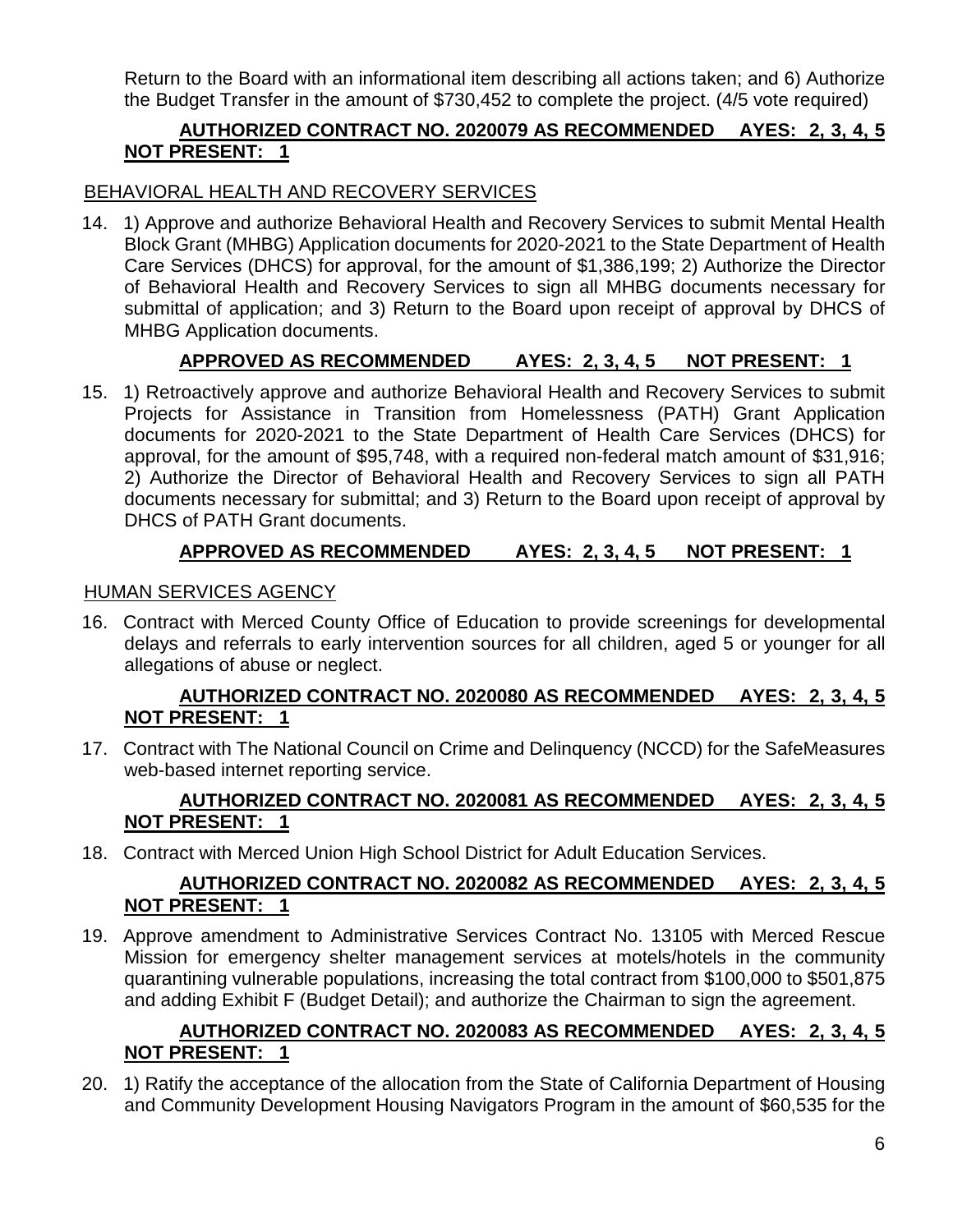Return to the Board with an informational item describing all actions taken; and 6) Authorize the Budget Transfer in the amount of $730,452 to complete the project. (4/5 vote required)

**AUTHORIZED CONTRACT NO. 2020079 AS RECOMMENDED AYES: 2, 3, 4, 5 NOT PRESENT: 1**

## BEHAVIORAL HEALTH AND RECOVERY SERVICES

14. 1) Approve and authorize Behavioral Health and Recovery Services to submit Mental Health Block Grant (MHBG) Application documents for 2020-2021 to the State Department of Health Care Services (DHCS) for approval, for the amount of $1,386,199; 2) Authorize the Director of Behavioral Health and Recovery Services to sign all MHBG documents necessary for submittal of application; and 3) Return to the Board upon receipt of approval by DHCS of MHBG Application documents.

    **APPROVED AS RECOMMENDED AYES: 2, 3, 4, 5 NOT PRESENT: 1**

15. 1) Retroactively approve and authorize Behavioral Health and Recovery Services to submit Projects for Assistance in Transition from Homelessness (PATH) Grant Application documents for 2020-2021 to the State Department of Health Care Services (DHCS) for approval, for the amount of $95,748, with a required non-federal match amount of $31,916; 2) Authorize the Director of Behavioral Health and Recovery Services to sign all PATH documents necessary for submittal; and 3) Return to the Board upon receipt of approval by DHCS of PATH Grant documents.

    **APPROVED AS RECOMMENDED AYES: 2, 3, 4, 5 NOT PRESENT: 1**

## HUMAN SERVICES AGENCY

16. Contract with Merced County Office of Education to provide screenings for developmental delays and referrals to early intervention sources for all children, aged 5 or younger for all allegations of abuse or neglect.

    **AUTHORIZED CONTRACT NO. 2020080 AS RECOMMENDED AYES: 2, 3, 4, 5 NOT PRESENT: 1**

17. Contract with The National Council on Crime and Delinquency (NCCD) for the SafeMeasures web-based internet reporting service.

    **AUTHORIZED CONTRACT NO. 2020081 AS RECOMMENDED AYES: 2, 3, 4, 5 NOT PRESENT: 1**

18. Contract with Merced Union High School District for Adult Education Services.

    **AUTHORIZED CONTRACT NO. 2020082 AS RECOMMENDED AYES: 2, 3, 4, 5 NOT PRESENT: 1**

19. Approve amendment to Administrative Services Contract No. 13105 with Merced Rescue Mission for emergency shelter management services at motels/hotels in the community quarantining vulnerable populations, increasing the total contract from $100,000 to $501,875 and adding Exhibit F (Budget Detail); and authorize the Chairman to sign the agreement.

    **AUTHORIZED CONTRACT NO. 2020083 AS RECOMMENDED AYES: 2, 3, 4, 5 NOT PRESENT: 1**

20. 1) Ratify the acceptance of the allocation from the State of California Department of Housing and Community Development Housing Navigators Program in the amount of $60,535 for the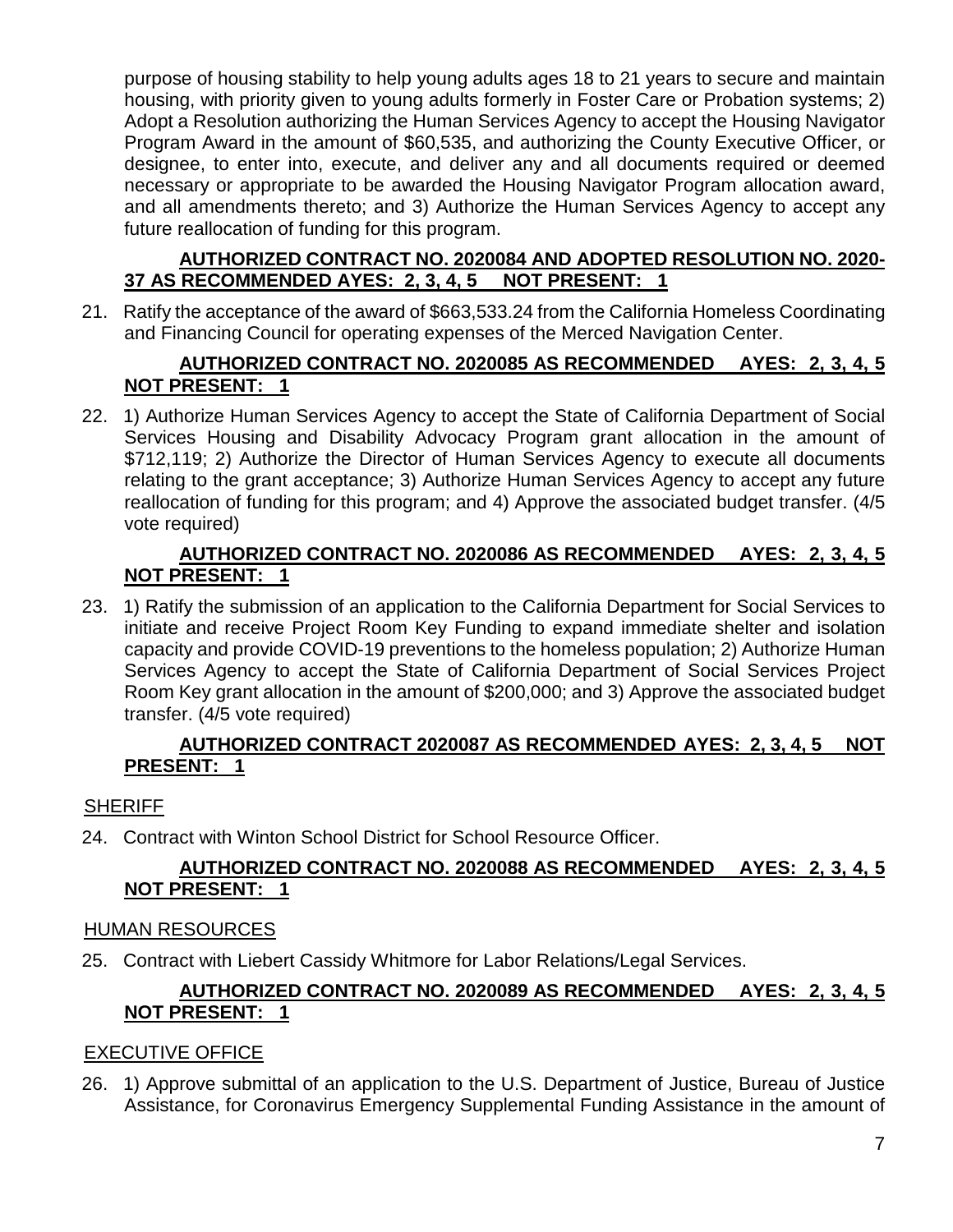purpose of housing stability to help young adults ages 18 to 21 years to secure and maintain housing, with priority given to young adults formerly in Foster Care or Probation systems; 2) Adopt a Resolution authorizing the Human Services Agency to accept the Housing Navigator Program Award in the amount of $60,535, and authorizing the County Executive Officer, or designee, to enter into, execute, and deliver any and all documents required or deemed necessary or appropriate to be awarded the Housing Navigator Program allocation award, and all amendments thereto; and 3) Authorize the Human Services Agency to accept any future reallocation of funding for this program.

**AUTHORIZED CONTRACT NO. 2020084 AND ADOPTED RESOLUTION NO. 2020-37 AS RECOMMENDED AYES: 2, 3, 4, 5 NOT PRESENT: 1**

21. Ratify the acceptance of the award of $663,533.24 from the California Homeless Coordinating and Financing Council for operating expenses of the Merced Navigation Center.

**AUTHORIZED CONTRACT NO. 2020085 AS RECOMMENDED AYES: 2, 3, 4, 5 NOT PRESENT: 1**

22. 1) Authorize Human Services Agency to accept the State of California Department of Social Services Housing and Disability Advocacy Program grant allocation in the amount of $712,119; 2) Authorize the Director of Human Services Agency to execute all documents relating to the grant acceptance; 3) Authorize Human Services Agency to accept any future reallocation of funding for this program; and 4) Approve the associated budget transfer. (4/5 vote required)

**AUTHORIZED CONTRACT NO. 2020086 AS RECOMMENDED AYES: 2, 3, 4, 5 NOT PRESENT: 1**

23. 1) Ratify the submission of an application to the California Department for Social Services to initiate and receive Project Room Key Funding to expand immediate shelter and isolation capacity and provide COVID-19 preventions to the homeless population; 2) Authorize Human Services Agency to accept the State of California Department of Social Services Project Room Key grant allocation in the amount of $200,000; and 3) Approve the associated budget transfer. (4/5 vote required)

**AUTHORIZED CONTRACT 2020087 AS RECOMMENDED AYES: 2, 3, 4, 5 NOT PRESENT: 1**

SHERIFF

24. Contract with Winton School District for School Resource Officer.

**AUTHORIZED CONTRACT NO. 2020088 AS RECOMMENDED AYES: 2, 3, 4, 5 NOT PRESENT: 1**

HUMAN RESOURCES

25. Contract with Liebert Cassidy Whitmore for Labor Relations/Legal Services.

**AUTHORIZED CONTRACT NO. 2020089 AS RECOMMENDED AYES: 2, 3, 4, 5 NOT PRESENT: 1**

EXECUTIVE OFFICE

26. 1) Approve submittal of an application to the U.S. Department of Justice, Bureau of Justice Assistance, for Coronavirus Emergency Supplemental Funding Assistance in the amount of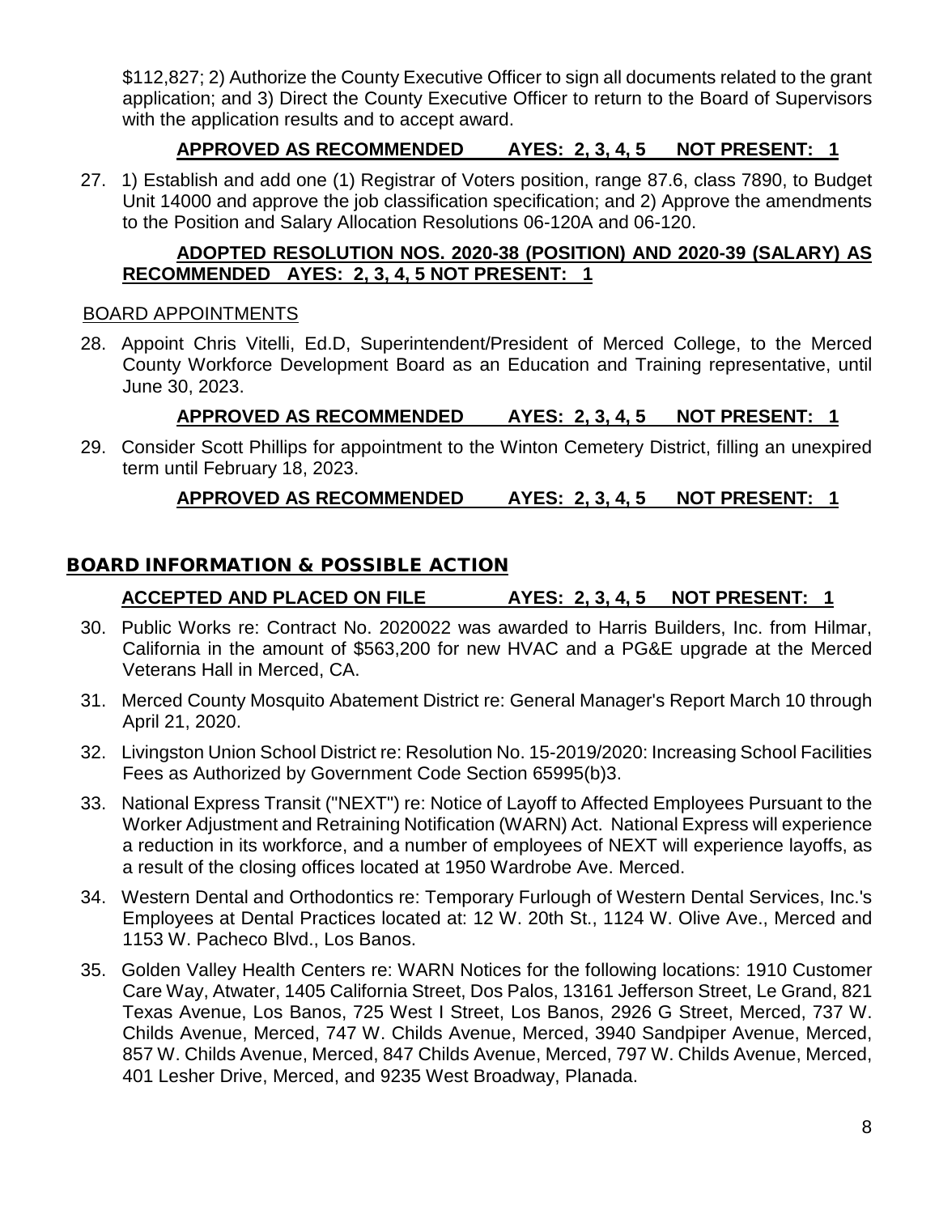$112,827; 2) Authorize the County Executive Officer to sign all documents related to the grant application; and 3) Direct the County Executive Officer to return to the Board of Supervisors with the application results and to accept award.

**APPROVED AS RECOMMENDED AYES: 2, 3, 4, 5 NOT PRESENT: 1**

27. 1) Establish and add one (1) Registrar of Voters position, range 87.6, class 7890, to Budget Unit 14000 and approve the job classification specification; and 2) Approve the amendments to the Position and Salary Allocation Resolutions 06-120A and 06-120.

**ADOPTED RESOLUTION NOS. 2020-38 (POSITION) AND 2020-39 (SALARY) AS RECOMMENDED AYES: 2, 3, 4, 5 NOT PRESENT: 1**

BOARD APPOINTMENTS

28. Appoint Chris Vitelli, Ed.D, Superintendent/President of Merced College, to the Merced County Workforce Development Board as an Education and Training representative, until June 30, 2023.

**APPROVED AS RECOMMENDED AYES: 2, 3, 4, 5 NOT PRESENT: 1**

29. Consider Scott Phillips for appointment to the Winton Cemetery District, filling an unexpired term until February 18, 2023.

**APPROVED AS RECOMMENDED AYES: 2, 3, 4, 5 NOT PRESENT: 1**

## BOARD INFORMATION & POSSIBLE ACTION

**ACCEPTED AND PLACED ON FILE AYES: 2, 3, 4, 5 NOT PRESENT: 1**

30. Public Works re: Contract No. 2020022 was awarded to Harris Builders, Inc. from Hilmar, California in the amount of $563,200 for new HVAC and a PG&E upgrade at the Merced Veterans Hall in Merced, CA.
31. Merced County Mosquito Abatement District re: General Manager's Report March 10 through April 21, 2020.
32. Livingston Union School District re: Resolution No. 15-2019/2020: Increasing School Facilities Fees as Authorized by Government Code Section 65995(b)3.
33. National Express Transit ("NEXT") re: Notice of Layoff to Affected Employees Pursuant to the Worker Adjustment and Retraining Notification (WARN) Act. National Express will experience a reduction in its workforce, and a number of employees of NEXT will experience layoffs, as a result of the closing offices located at 1950 Wardrobe Ave. Merced.
34. Western Dental and Orthodontics re: Temporary Furlough of Western Dental Services, Inc.'s Employees at Dental Practices located at: 12 W. 20th St., 1124 W. Olive Ave., Merced and 1153 W. Pacheco Blvd., Los Banos.
35. Golden Valley Health Centers re: WARN Notices for the following locations: 1910 Customer Care Way, Atwater, 1405 California Street, Dos Palos, 13161 Jefferson Street, Le Grand, 821 Texas Avenue, Los Banos, 725 West I Street, Los Banos, 2926 G Street, Merced, 737 W. Childs Avenue, Merced, 747 W. Childs Avenue, Merced, 3940 Sandpiper Avenue, Merced, 857 W. Childs Avenue, Merced, 847 Childs Avenue, Merced, 797 W. Childs Avenue, Merced, 401 Lesher Drive, Merced, and 9235 West Broadway, Planada.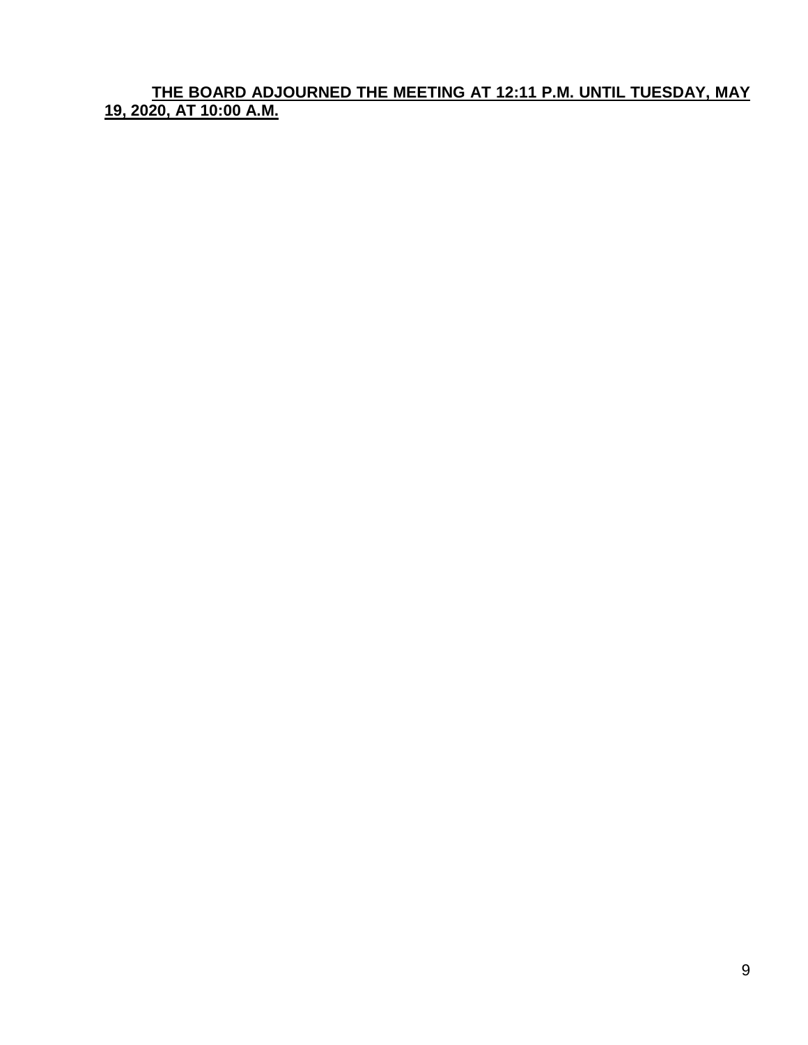**THE BOARD ADJOURNED THE MEETING AT 12:11 P.M. UNTIL TUESDAY, MAY 19, 2020, AT 10:00 A.M.**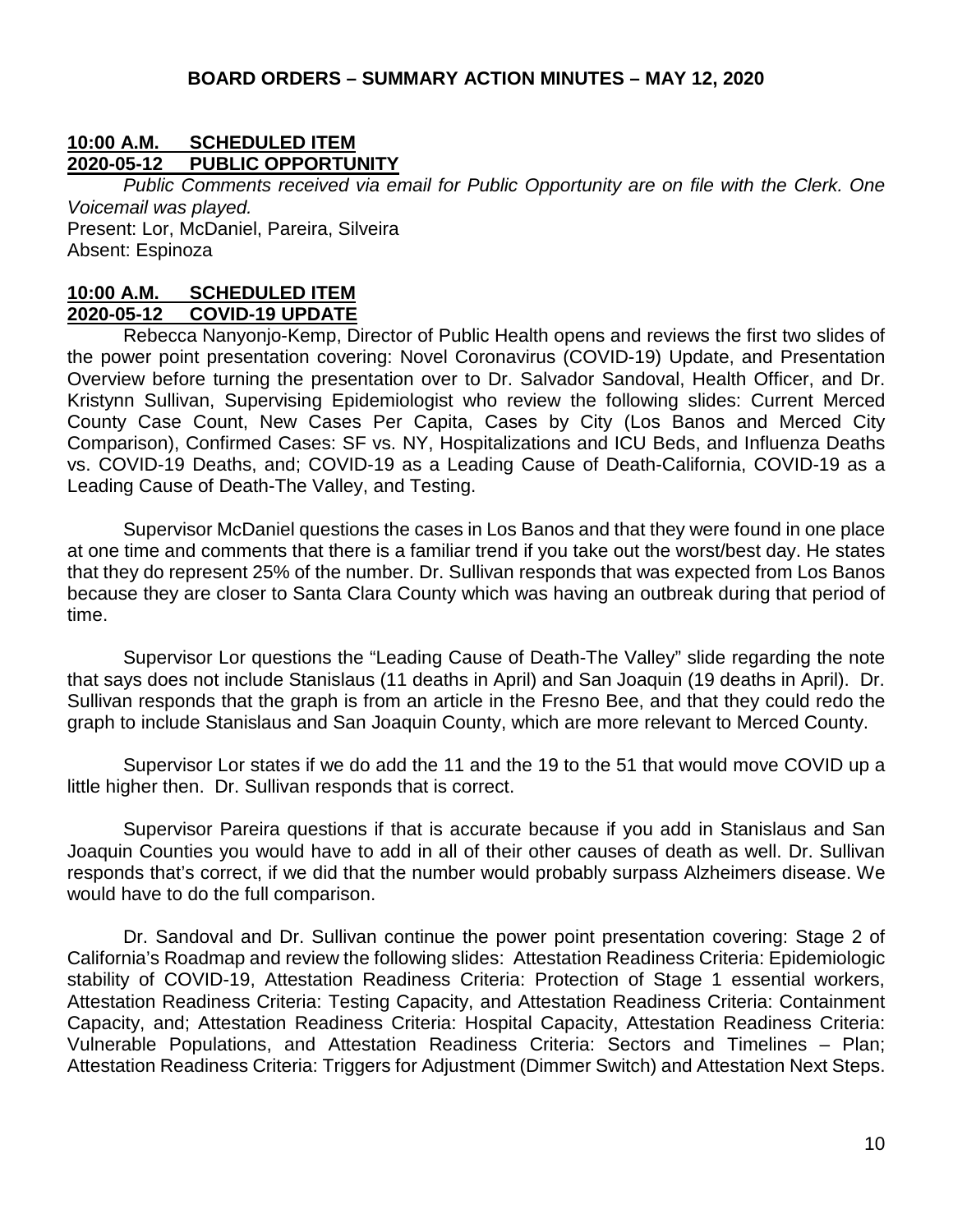**10:00 A.M. SCHEDULED ITEM**
**2020-05-12 PUBLIC OPPORTUNITY**

*Public Comments received via email for Public Opportunity are on file with the Clerk. One Voicemail was played.*
Present: Lor, McDaniel, Pareira, Silveira
Absent: Espinoza

**10:00 A.M. SCHEDULED ITEM**
**2020-05-12 COVID-19 UPDATE**

Rebecca Nanyonjo-Kemp, Director of Public Health opens and reviews the first two slides of the power point presentation covering: Novel Coronavirus (COVID-19) Update, and Presentation Overview before turning the presentation over to Dr. Salvador Sandoval, Health Officer, and Dr. Kristynn Sullivan, Supervising Epidemiologist who review the following slides: Current Merced County Case Count, New Cases Per Capita, Cases by City (Los Banos and Merced City Comparison), Confirmed Cases: SF vs. NY, Hospitalizations and ICU Beds, and Influenza Deaths vs. COVID-19 Deaths, and; COVID-19 as a Leading Cause of Death-California, COVID-19 as a Leading Cause of Death-The Valley, and Testing.

Supervisor McDaniel questions the cases in Los Banos and that they were found in one place at one time and comments that there is a familiar trend if you take out the worst/best day. He states that they do represent 25% of the number. Dr. Sullivan responds that was expected from Los Banos because they are closer to Santa Clara County which was having an outbreak during that period of time.

Supervisor Lor questions the "Leading Cause of Death-The Valley" slide regarding the note that says does not include Stanislaus (11 deaths in April) and San Joaquin (19 deaths in April). Dr. Sullivan responds that the graph is from an article in the Fresno Bee, and that they could redo the graph to include Stanislaus and San Joaquin County, which are more relevant to Merced County.

Supervisor Lor states if we do add the 11 and the 19 to the 51 that would move COVID up a little higher then. Dr. Sullivan responds that is correct.

Supervisor Pareira questions if that is accurate because if you add in Stanislaus and San Joaquin Counties you would have to add in all of their other causes of death as well. Dr. Sullivan responds that's correct, if we did that the number would probably surpass Alzheimers disease. We would have to do the full comparison.

Dr. Sandoval and Dr. Sullivan continue the power point presentation covering: Stage 2 of California's Roadmap and review the following slides: Attestation Readiness Criteria: Epidemiologic stability of COVID-19, Attestation Readiness Criteria: Protection of Stage 1 essential workers, Attestation Readiness Criteria: Testing Capacity, and Attestation Readiness Criteria: Containment Capacity, and; Attestation Readiness Criteria: Hospital Capacity, Attestation Readiness Criteria: Vulnerable Populations, and Attestation Readiness Criteria: Sectors and Timelines – Plan; Attestation Readiness Criteria: Triggers for Adjustment (Dimmer Switch) and Attestation Next Steps.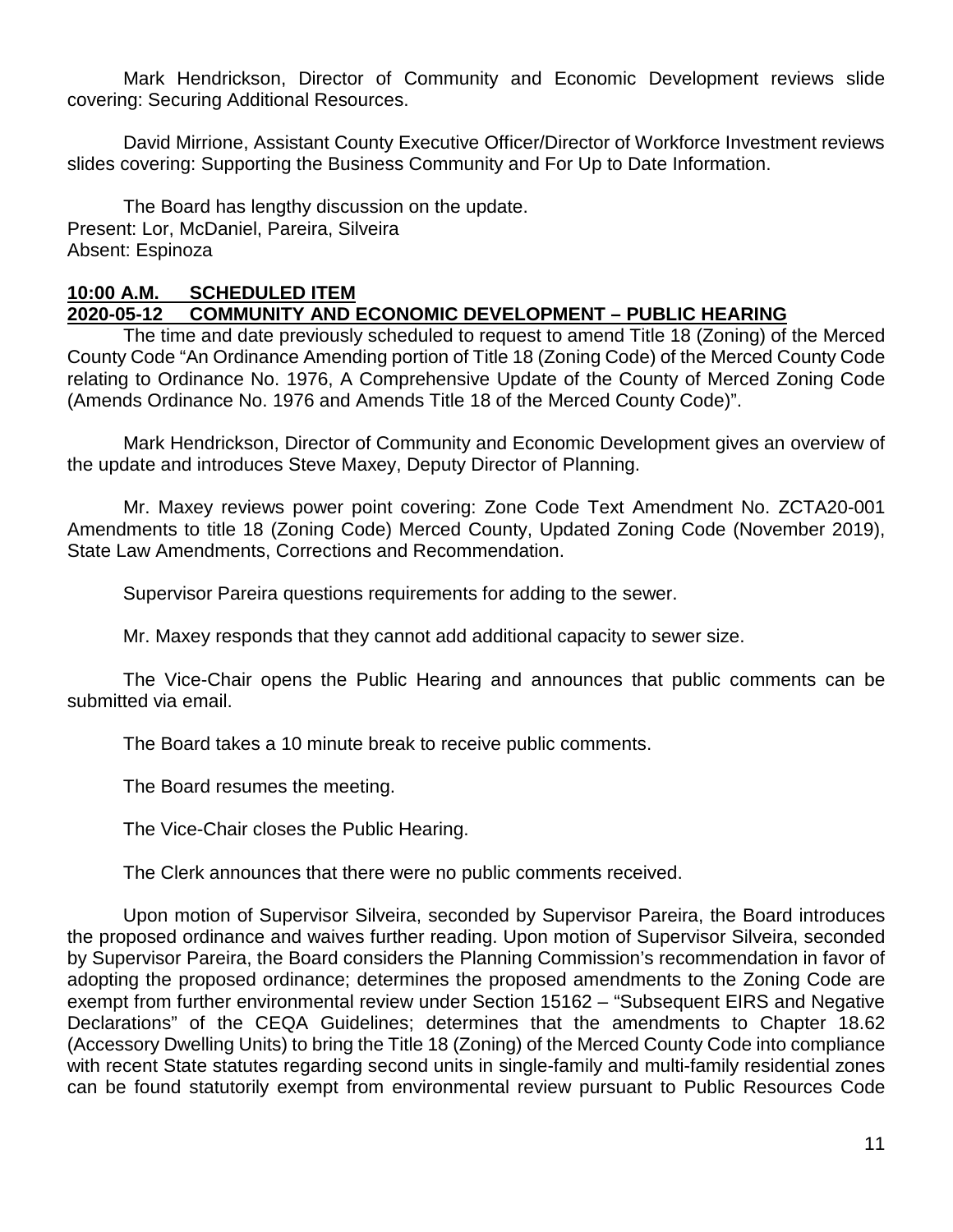Mark Hendrickson, Director of Community and Economic Development reviews slide covering: Securing Additional Resources.

David Mirrione, Assistant County Executive Officer/Director of Workforce Investment reviews slides covering: Supporting the Business Community and For Up to Date Information.

The Board has lengthy discussion on the update.
Present: Lor, McDaniel, Pareira, Silveira
Absent: Espinoza

**10:00 A.M. SCHEDULED ITEM**
**2020-05-12 COMMUNITY AND ECONOMIC DEVELOPMENT – PUBLIC HEARING**

The time and date previously scheduled to request to amend Title 18 (Zoning) of the Merced County Code "An Ordinance Amending portion of Title 18 (Zoning Code) of the Merced County Code relating to Ordinance No. 1976, A Comprehensive Update of the County of Merced Zoning Code (Amends Ordinance No. 1976 and Amends Title 18 of the Merced County Code)".

Mark Hendrickson, Director of Community and Economic Development gives an overview of the update and introduces Steve Maxey, Deputy Director of Planning.

Mr. Maxey reviews power point covering: Zone Code Text Amendment No. ZCTA20-001 Amendments to title 18 (Zoning Code) Merced County, Updated Zoning Code (November 2019), State Law Amendments, Corrections and Recommendation.

Supervisor Pareira questions requirements for adding to the sewer.

Mr. Maxey responds that they cannot add additional capacity to sewer size.

The Vice-Chair opens the Public Hearing and announces that public comments can be submitted via email.

The Board takes a 10 minute break to receive public comments.

The Board resumes the meeting.

The Vice-Chair closes the Public Hearing.

The Clerk announces that there were no public comments received.

Upon motion of Supervisor Silveira, seconded by Supervisor Pareira, the Board introduces the proposed ordinance and waives further reading. Upon motion of Supervisor Silveira, seconded by Supervisor Pareira, the Board considers the Planning Commission's recommendation in favor of adopting the proposed ordinance; determines the proposed amendments to the Zoning Code are exempt from further environmental review under Section 15162 – "Subsequent EIRS and Negative Declarations" of the CEQA Guidelines; determines that the amendments to Chapter 18.62 (Accessory Dwelling Units) to bring the Title 18 (Zoning) of the Merced County Code into compliance with recent State statutes regarding second units in single-family and multi-family residential zones can be found statutorily exempt from environmental review pursuant to Public Resources Code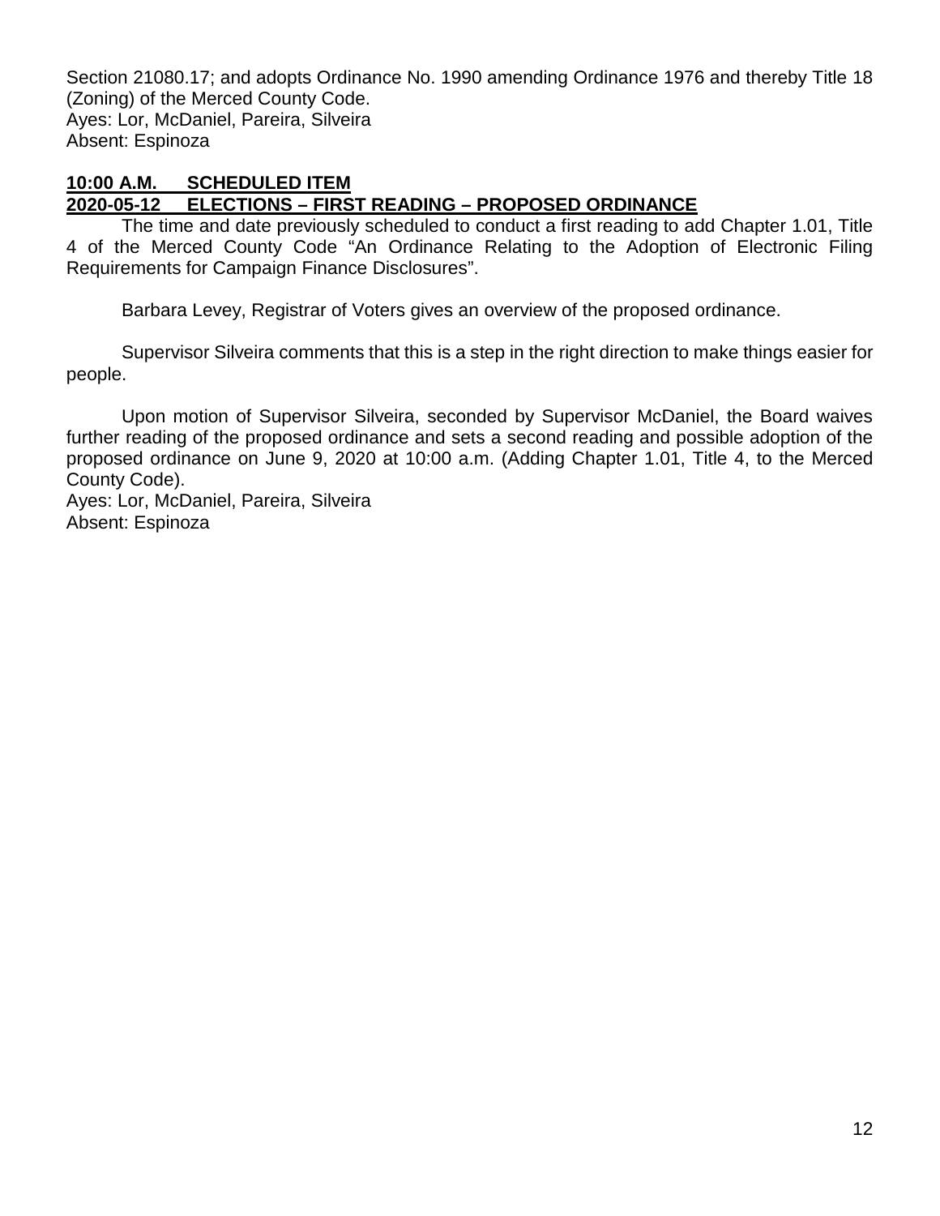Section 21080.17; and adopts Ordinance No. 1990 amending Ordinance 1976 and thereby Title 18 (Zoning) of the Merced County Code.
Ayes: Lor, McDaniel, Pareira, Silveira
Absent: Espinoza

**10:00 A.M. SCHEDULED ITEM**
**2020-05-12 ELECTIONS – FIRST READING – PROPOSED ORDINANCE**

The time and date previously scheduled to conduct a first reading to add Chapter 1.01, Title 4 of the Merced County Code "An Ordinance Relating to the Adoption of Electronic Filing Requirements for Campaign Finance Disclosures".

Barbara Levey, Registrar of Voters gives an overview of the proposed ordinance.

Supervisor Silveira comments that this is a step in the right direction to make things easier for people.

Upon motion of Supervisor Silveira, seconded by Supervisor McDaniel, the Board waives further reading of the proposed ordinance and sets a second reading and possible adoption of the proposed ordinance on June 9, 2020 at 10:00 a.m. (Adding Chapter 1.01, Title 4, to the Merced County Code).
Ayes: Lor, McDaniel, Pareira, Silveira
Absent: Espinoza